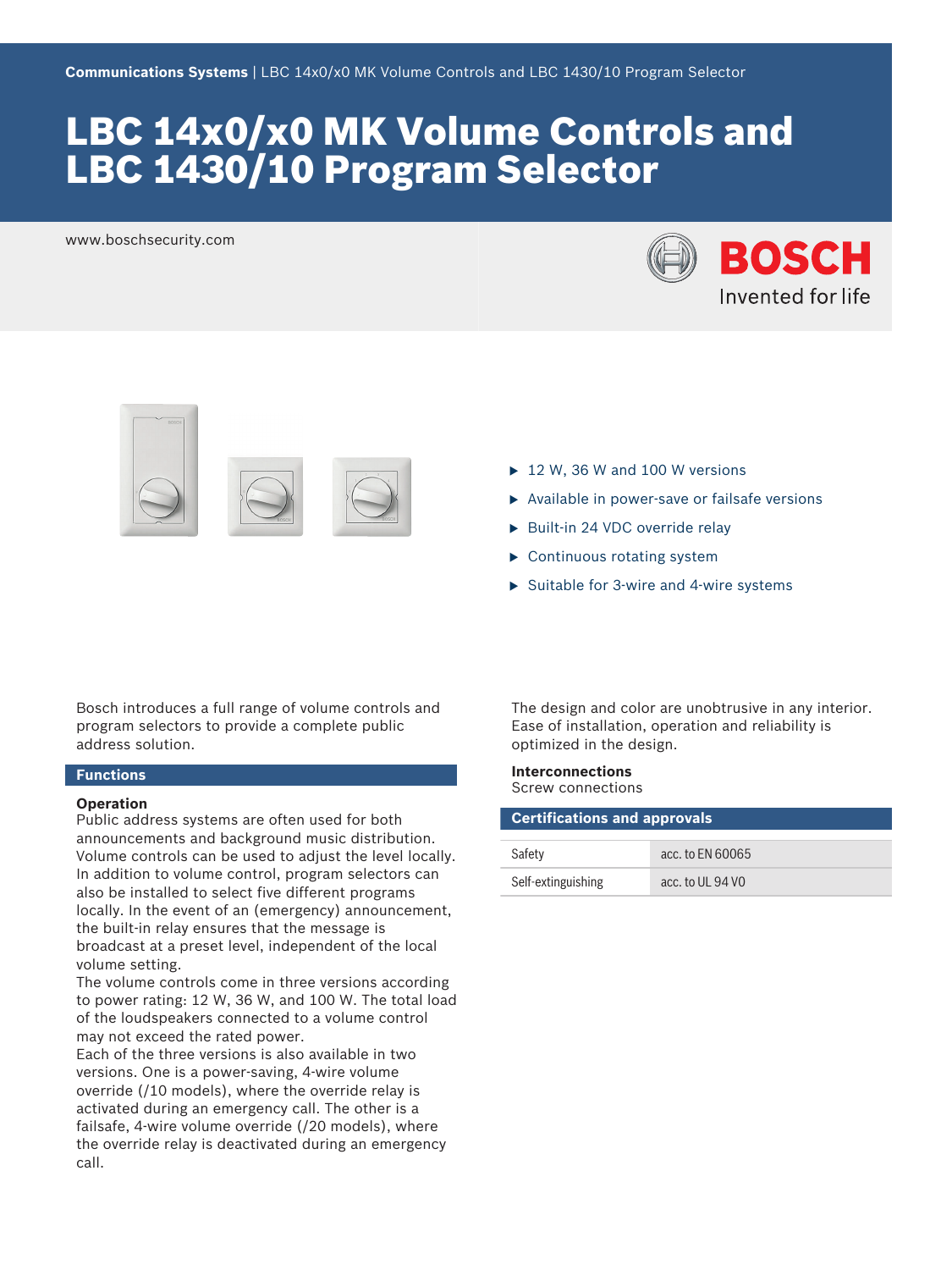Communications Systems | LBC 14x0/x0 MK Volume Controls and LBC 1430/10 Program Selector

# LBC 14x0/x0 MK Volume Controls and LBC 1430/10 Program Selector

www.boschsecurity.com

- ▶ 12 W, 36 W and 100 W versions
- ▶ Available in power-save or failsafe versions
- ▶ Built-in 24 VDC override relay
- ▶ Continuous rotating system
- ▶ Suitable for 3-wire and 4-wire systems

Bosch introduces a full range of volume controls and program selectors to provide a complete public address solution.

## Functions

### Operation

Public address systems are often used for both announcements and background music distribution. Volume controls can be used to adjust the level locally. In addition to volume control, program selectors can also be installed to select five different programs locally. In the event of an (emergency) announcement, the built-in relay ensures that the message is broadcast at a preset level, independent of the local volume setting.

The volume controls come in three versions according to power rating: 12 W, 36 W, and 100 W. The total load of the loudspeakers connected to a volume control may not exceed the rated power.

Each of the three versions is also available in two versions. One is a power-saving, 4-wire volume override (/10 models), where the override relay is activated during an emergency call. The other is a failsafe, 4-wire volume override (/20 models), where the override relay is deactivated during an emergency call.

The design and color are unobtrusive in any interior. Ease of installation, operation and reliability is optimized in the design.

**Interconnections**
Screw connections

## Certifications and approvals

| | |
|---|---|
| Safety | acc. to EN 60065 |
| Self-extinguishing | acc. to UL 94 V0 |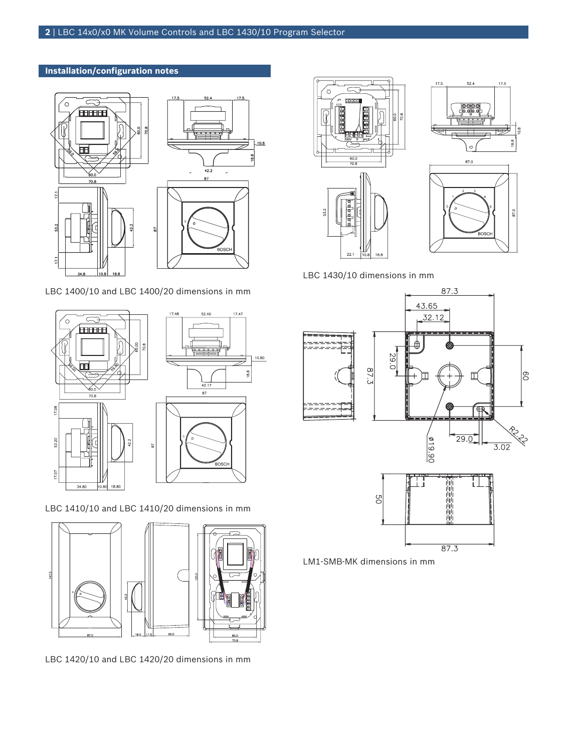## Installation/configuration notes

LBC 1400/10 and LBC 1400/20 dimensions in mm

LBC 1410/10 and LBC 1410/20 dimensions in mm

LBC 1420/10 and LBC 1420/20 dimensions in mm

LBC 1430/10 dimensions in mm

LM1-SMB-MK dimensions in mm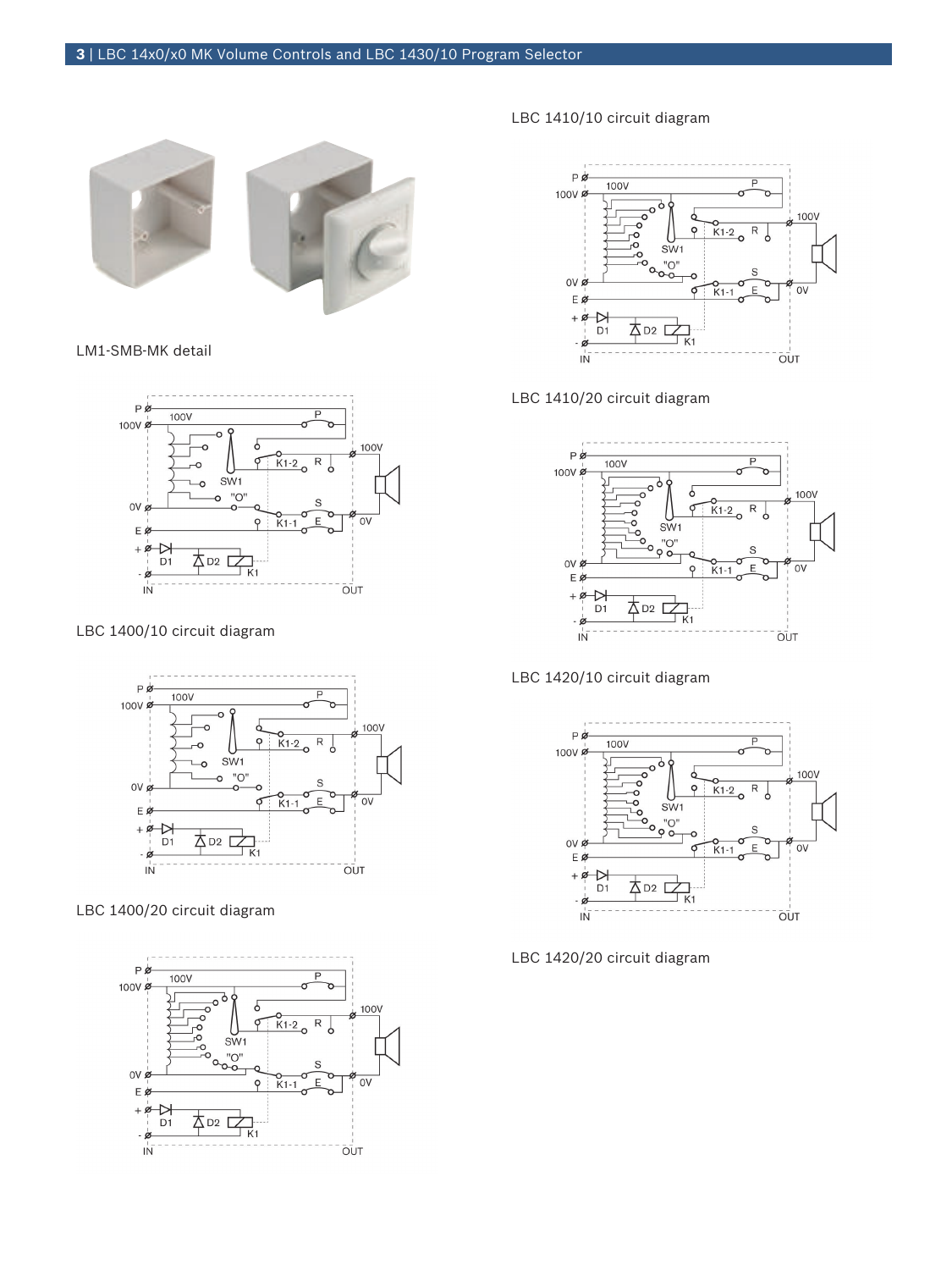LM1-SMB-MK detail

LBC 1400/10 circuit diagram

LBC 1400/20 circuit diagram

LBC 1410/10 circuit diagram

LBC 1410/20 circuit diagram

LBC 1420/10 circuit diagram

LBC 1420/20 circuit diagram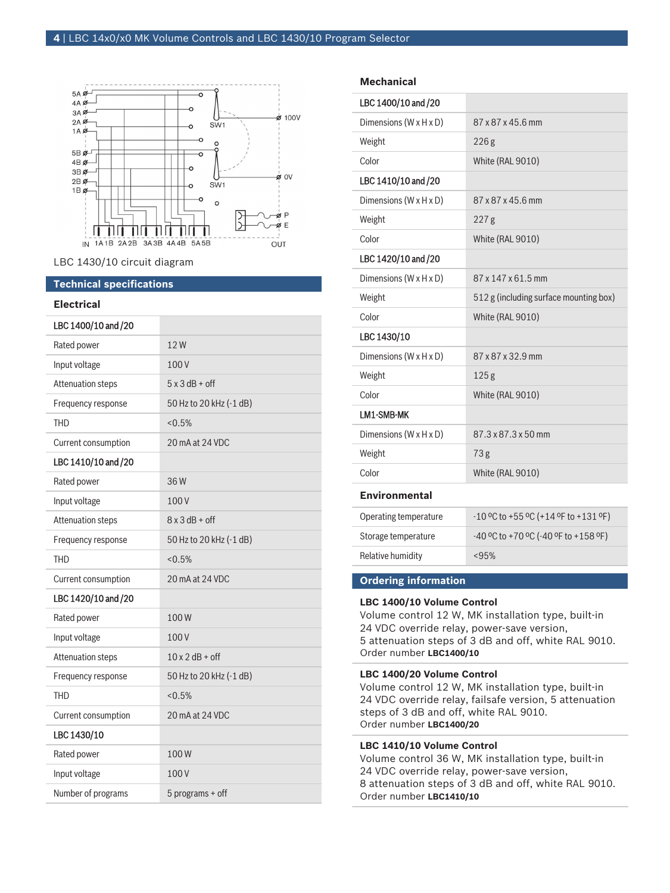LBC 1430/10 circuit diagram

## Technical specifications

### Electrical

| LBC 1400/10 and /20 | |
|---|---|
| Rated power | 12 W |
| Input voltage | 100 V |
| Attenuation steps | 5 x 3 dB + off |
| Frequency response | 50 Hz to 20 kHz (-1 dB) |
| THD | <0.5% |
| Current consumption | 20 mA at 24 VDC |
| **LBC 1410/10 and /20** | |
| Rated power | 36 W |
| Input voltage | 100 V |
| Attenuation steps | 8 x 3 dB + off |
| Frequency response | 50 Hz to 20 kHz (-1 dB) |
| THD | <0.5% |
| Current consumption | 20 mA at 24 VDC |
| **LBC 1420/10 and /20** | |
| Rated power | 100 W |
| Input voltage | 100 V |
| Attenuation steps | 10 x 2 dB + off |
| Frequency response | 50 Hz to 20 kHz (-1 dB) |
| THD | <0.5% |
| Current consumption | 20 mA at 24 VDC |
| **LBC 1430/10** | |
| Rated power | 100 W |
| Input voltage | 100 V |
| Number of programs | 5 programs + off |

### Mechanical

| LBC 1400/10 and /20 | |
|---|---|
| Dimensions (W x H x D) | 87 x 87 x 45.6 mm |
| Weight | 226 g |
| Color | White (RAL 9010) |
| **LBC 1410/10 and /20** | |
| Dimensions (W x H x D) | 87 x 87 x 45.6 mm |
| Weight | 227 g |
| Color | White (RAL 9010) |
| **LBC 1420/10 and /20** | |
| Dimensions (W x H x D) | 87 x 147 x 61.5 mm |
| Weight | 512 g (including surface mounting box) |
| Color | White (RAL 9010) |
| **LBC 1430/10** | |
| Dimensions (W x H x D) | 87 x 87 x 32.9 mm |
| Weight | 125 g |
| Color | White (RAL 9010) |
| **LM1-SMB-MK** | |
| Dimensions (W x H x D) | 87.3 x 87.3 x 50 mm |
| Weight | 73 g |
| Color | White (RAL 9010) |

### Environmental

| | |
|---|---|
| Operating temperature | -10 ºC to +55 ºC (+14 ºF to +131 ºF) |
| Storage temperature | -40 ºC to +70 ºC (-40 ºF to +158 ºF) |
| Relative humidity | <95% |

## Ordering information

**LBC 1400/10 Volume Control**
Volume control 12 W, MK installation type, built-in 24 VDC override relay, power-save version, 5 attenuation steps of 3 dB and off, white RAL 9010.
Order number **LBC1400/10**

**LBC 1400/20 Volume Control**
Volume control 12 W, MK installation type, built-in 24 VDC override relay, failsafe version, 5 attenuation steps of 3 dB and off, white RAL 9010.
Order number **LBC1400/20**

**LBC 1410/10 Volume Control**
Volume control 36 W, MK installation type, built-in 24 VDC override relay, power-save version, 8 attenuation steps of 3 dB and off, white RAL 9010.
Order number **LBC1410/10**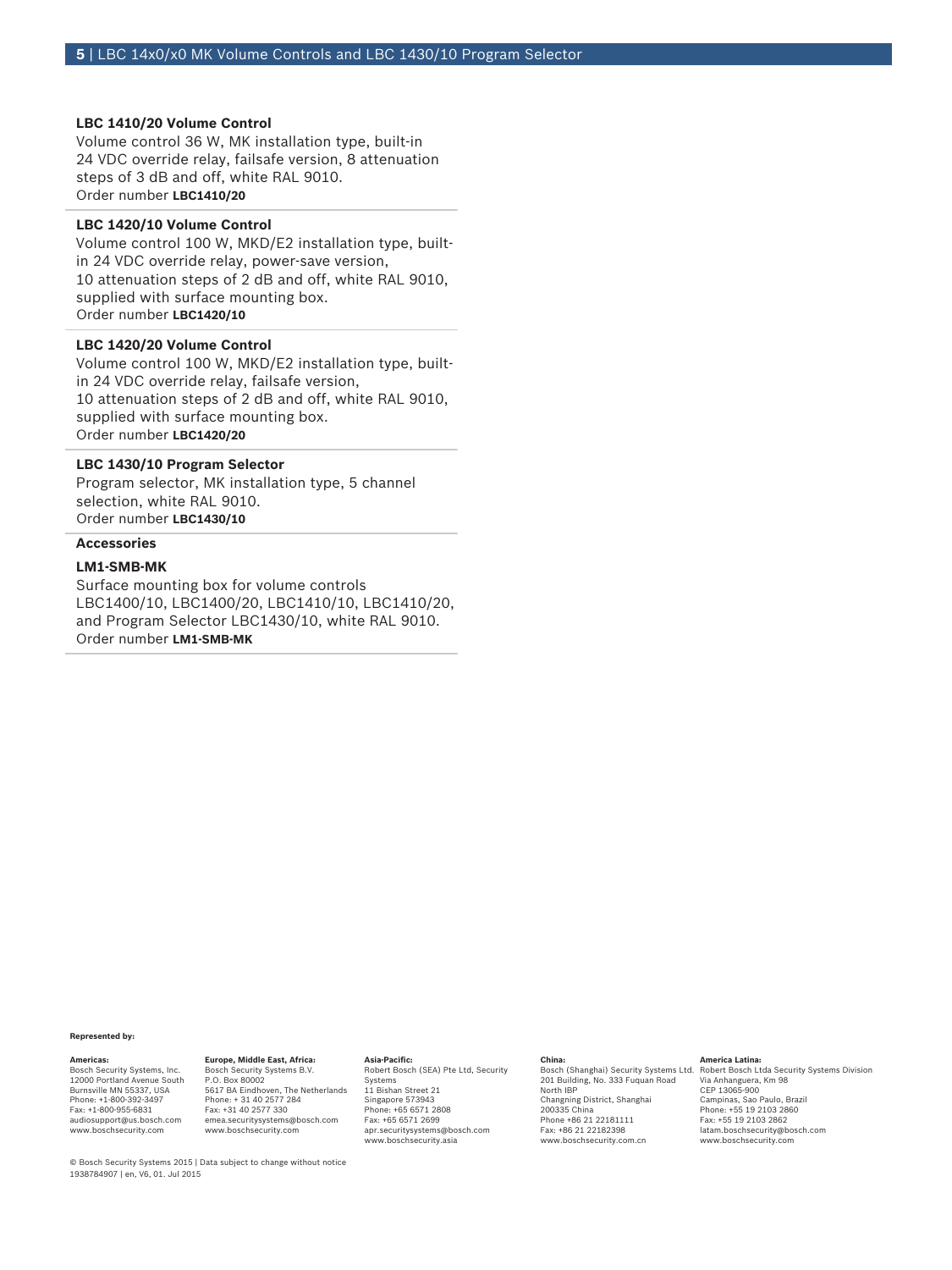**LBC 1410/20 Volume Control**

Volume control 36 W, MK installation type, built-in 24 VDC override relay, failsafe version, 8 attenuation steps of 3 dB and off, white RAL 9010.

Order number **LBC1410/20**

**LBC 1420/10 Volume Control**

Volume control 100 W, MKD/E2 installation type, built-in 24 VDC override relay, power-save version, 10 attenuation steps of 2 dB and off, white RAL 9010, supplied with surface mounting box.

Order number **LBC1420/10**

**LBC 1420/20 Volume Control**

Volume control 100 W, MKD/E2 installation type, built-in 24 VDC override relay, failsafe version, 10 attenuation steps of 2 dB and off, white RAL 9010, supplied with surface mounting box.

Order number **LBC1420/20**

**LBC 1430/10 Program Selector**

Program selector, MK installation type, 5 channel selection, white RAL 9010.

Order number **LBC1430/10**

**Accessories**

**LM1-SMB-MK**

Surface mounting box for volume controls LBC1400/10, LBC1400/20, LBC1410/10, LBC1410/20, and Program Selector LBC1430/10, white RAL 9010.

Order number **LM1-SMB-MK**

**Represented by:**

**Americas:**
Bosch Security Systems, Inc.
12000 Portland Avenue South
Burnsville MN 55337, USA
Phone: +1-800-392-3497
Fax: +1-800-955-6831
audiosupport@us.bosch.com
www.boschsecurity.com

**Europe, Middle East, Africa:**
Bosch Security Systems B.V.
P.O. Box 80002
5617 BA Eindhoven, The Netherlands
Phone: + 31 40 2577 284
Fax: +31 40 2577 330
emea.securitysystems@bosch.com
www.boschsecurity.com

**Asia-Pacific:**
Robert Bosch (SEA) Pte Ltd, Security Systems
11 Bishan Street 21
Singapore 573943
Phone: +65 6571 2808
Fax: +65 6571 2699
apr.securitysystems@bosch.com
www.boschsecurity.asia

**China:**
Bosch (Shanghai) Security Systems Ltd.
201 Building, No. 333 Fuquan Road
North IBP
Changning District, Shanghai
200335 China
Phone +86 21 22181111
Fax: +86 21 22182398
www.boschsecurity.com.cn

**America Latina:**
Robert Bosch Ltda Security Systems Division
Via Anhanguera, Km 98
CEP 13065-900
Campinas, Sao Paulo, Brazil
Phone: +55 19 2103 2860
Fax: +55 19 2103 2862
latam.boschsecurity@bosch.com
www.boschsecurity.com

© Bosch Security Systems 2015 | Data subject to change without notice
1938784907 | en, V6, 01. Jul 2015